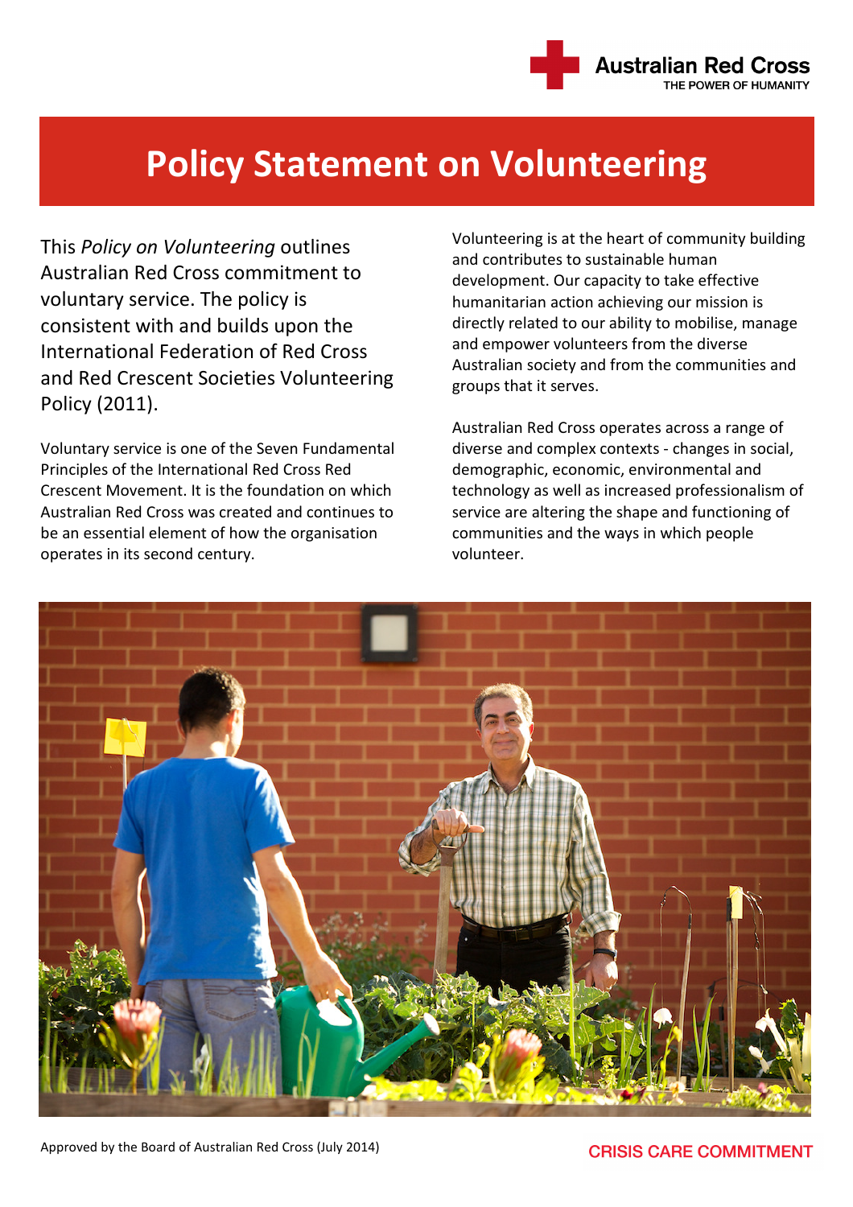Australian Red Cross
THE POWER OF HUMANITY

# Policy Statement on Volunteering

This *Policy on Volunteering* outlines Australian Red Cross commitment to voluntary service. The policy is consistent with and builds upon the International Federation of Red Cross and Red Crescent Societies Volunteering Policy (2011).

Voluntary service is one of the Seven Fundamental Principles of the International Red Cross Red Crescent Movement. It is the foundation on which Australian Red Cross was created and continues to be an essential element of how the organisation operates in its second century.

Volunteering is at the heart of community building and contributes to sustainable human development. Our capacity to take effective humanitarian action achieving our mission is directly related to our ability to mobilise, manage and empower volunteers from the diverse Australian society and from the communities and groups that it serves.

Australian Red Cross operates across a range of diverse and complex contexts - changes in social, demographic, economic, environmental and technology as well as increased professionalism of service are altering the shape and functioning of communities and the ways in which people volunteer.

Approved by the Board of Australian Red Cross (July 2014)

CRISIS CARE COMMITMENT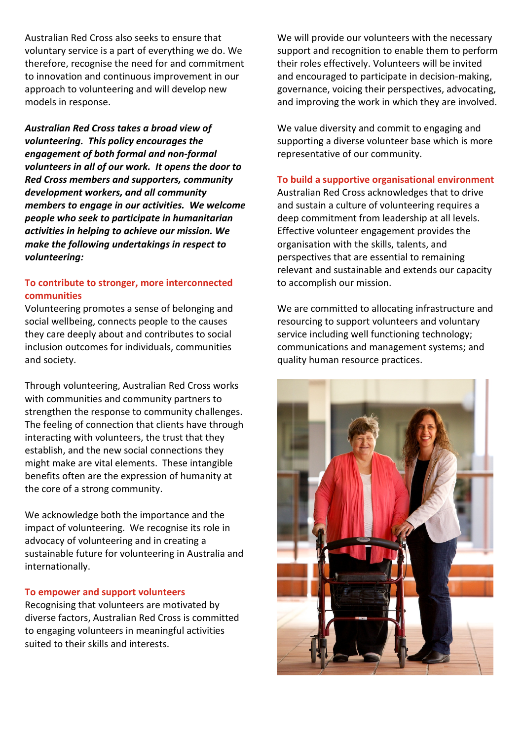Australian Red Cross also seeks to ensure that voluntary service is a part of everything we do. We therefore, recognise the need for and commitment to innovation and continuous improvement in our approach to volunteering and will develop new models in response.

***Australian Red Cross takes a broad view of volunteering. This policy encourages the engagement of both formal and non-formal volunteers in all of our work. It opens the door to Red Cross members and supporters, community development workers, and all community members to engage in our activities. We welcome people who seek to participate in humanitarian activities in helping to achieve our mission. We make the following undertakings in respect to volunteering:***

### To contribute to stronger, more interconnected communities

Volunteering promotes a sense of belonging and social wellbeing, connects people to the causes they care deeply about and contributes to social inclusion outcomes for individuals, communities and society.

Through volunteering, Australian Red Cross works with communities and community partners to strengthen the response to community challenges. The feeling of connection that clients have through interacting with volunteers, the trust that they establish, and the new social connections they might make are vital elements. These intangible benefits often are the expression of humanity at the core of a strong community.

We acknowledge both the importance and the impact of volunteering. We recognise its role in advocacy of volunteering and in creating a sustainable future for volunteering in Australia and internationally.

### To empower and support volunteers

Recognising that volunteers are motivated by diverse factors, Australian Red Cross is committed to engaging volunteers in meaningful activities suited to their skills and interests.

We will provide our volunteers with the necessary support and recognition to enable them to perform their roles effectively. Volunteers will be invited and encouraged to participate in decision-making, governance, voicing their perspectives, advocating, and improving the work in which they are involved.

We value diversity and commit to engaging and supporting a diverse volunteer base which is more representative of our community.

### To build a supportive organisational environment

Australian Red Cross acknowledges that to drive and sustain a culture of volunteering requires a deep commitment from leadership at all levels. Effective volunteer engagement provides the organisation with the skills, talents, and perspectives that are essential to remaining relevant and sustainable and extends our capacity to accomplish our mission.

We are committed to allocating infrastructure and resourcing to support volunteers and voluntary service including well functioning technology; communications and management systems; and quality human resource practices.